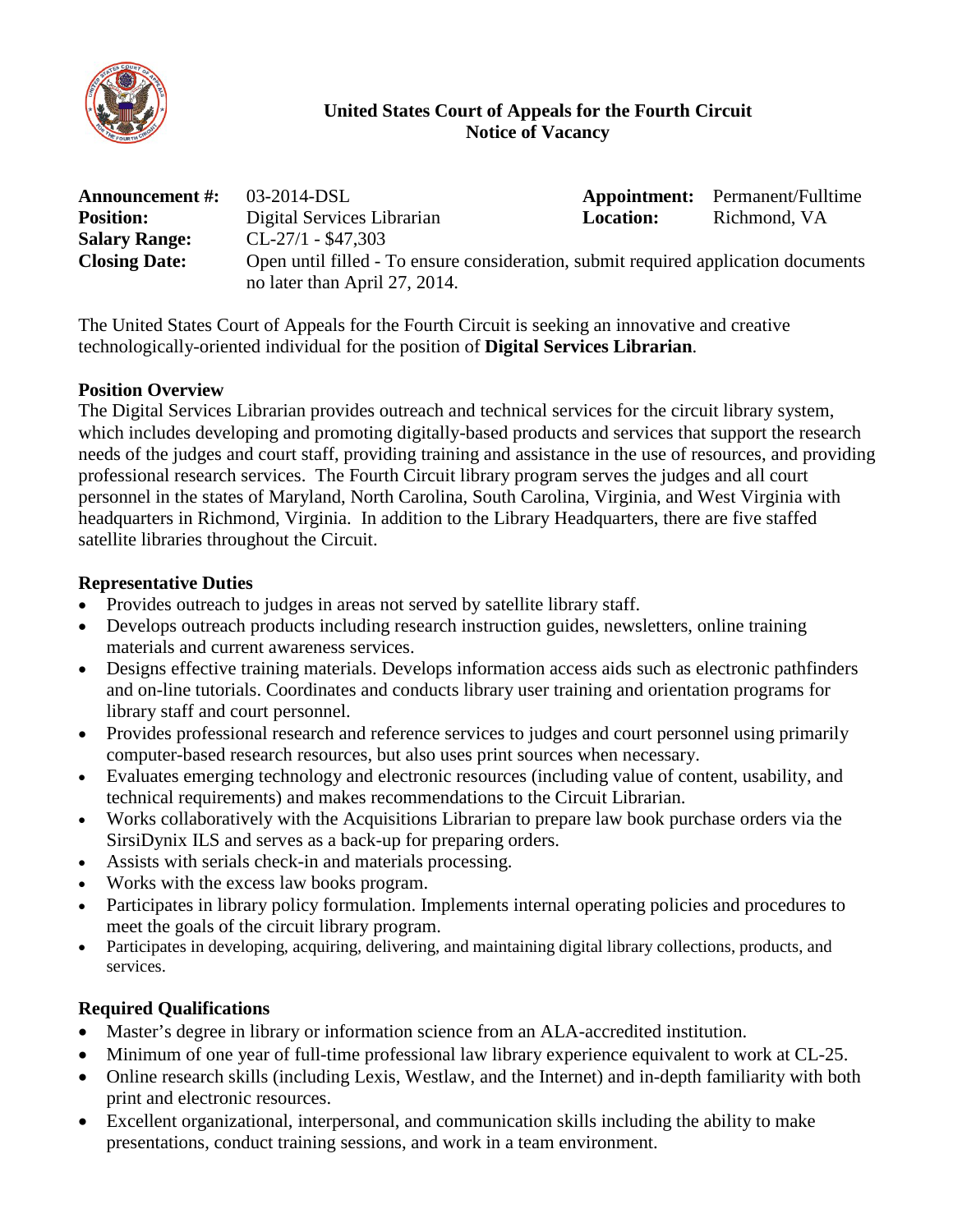**United States Court of Appeals for the Fourth Circuit**
**Notice of Vacancy**

| | | | |
|---|---|---|---|
| **Announcement #:** | 03-2014-DSL | **Appointment:** | Permanent/Fulltime |
| **Position:** | Digital Services Librarian | **Location:** | Richmond, VA |
| **Salary Range:** | CL-27/1 - $47,303 | | |
| **Closing Date:** | Open until filled - To ensure consideration, submit required application documents no later than April 27, 2014. | | |

The United States Court of Appeals for the Fourth Circuit is seeking an innovative and creative technologically-oriented individual for the position of **Digital Services Librarian**.

**Position Overview**

The Digital Services Librarian provides outreach and technical services for the circuit library system, which includes developing and promoting digitally-based products and services that support the research needs of the judges and court staff, providing training and assistance in the use of resources, and providing professional research services. The Fourth Circuit library program serves the judges and all court personnel in the states of Maryland, North Carolina, South Carolina, Virginia, and West Virginia with headquarters in Richmond, Virginia. In addition to the Library Headquarters, there are five staffed satellite libraries throughout the Circuit.

**Representative Duties**

- Provides outreach to judges in areas not served by satellite library staff.
- Develops outreach products including research instruction guides, newsletters, online training materials and current awareness services.
- Designs effective training materials. Develops information access aids such as electronic pathfinders and on-line tutorials. Coordinates and conducts library user training and orientation programs for library staff and court personnel.
- Provides professional research and reference services to judges and court personnel using primarily computer-based research resources, but also uses print sources when necessary.
- Evaluates emerging technology and electronic resources (including value of content, usability, and technical requirements) and makes recommendations to the Circuit Librarian.
- Works collaboratively with the Acquisitions Librarian to prepare law book purchase orders via the SirsiDynix ILS and serves as a back-up for preparing orders.
- Assists with serials check-in and materials processing.
- Works with the excess law books program.
- Participates in library policy formulation. Implements internal operating policies and procedures to meet the goals of the circuit library program.
- Participates in developing, acquiring, delivering, and maintaining digital library collections, products, and services.

**Required Qualifications**

- Master's degree in library or information science from an ALA-accredited institution.
- Minimum of one year of full-time professional law library experience equivalent to work at CL-25.
- Online research skills (including Lexis, Westlaw, and the Internet) and in-depth familiarity with both print and electronic resources.
- Excellent organizational, interpersonal, and communication skills including the ability to make presentations, conduct training sessions, and work in a team environment.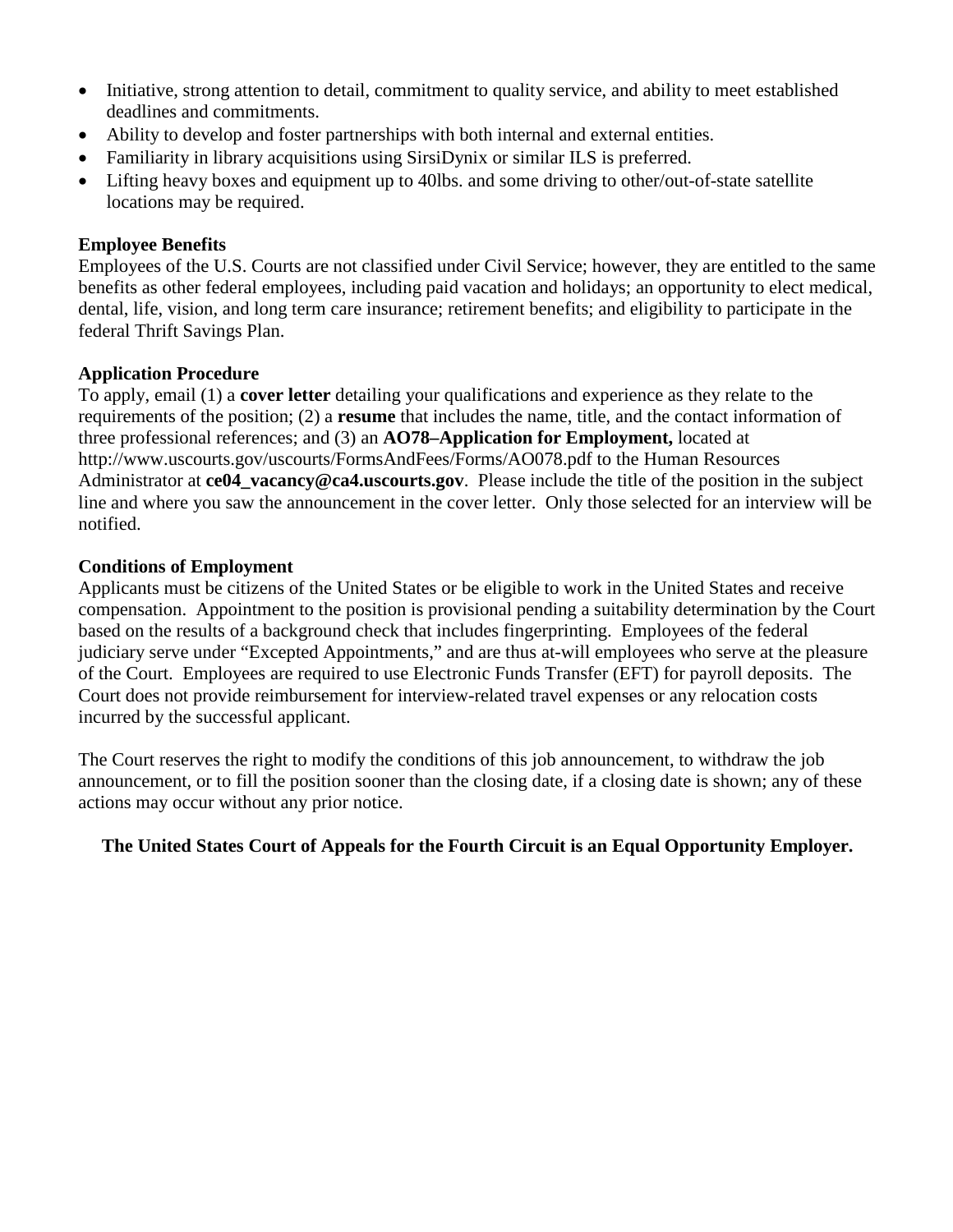- Initiative, strong attention to detail, commitment to quality service, and ability to meet established deadlines and commitments.
- Ability to develop and foster partnerships with both internal and external entities.
- Familiarity in library acquisitions using SirsiDynix or similar ILS is preferred.
- Lifting heavy boxes and equipment up to 40lbs. and some driving to other/out-of-state satellite locations may be required.

**Employee Benefits**

Employees of the U.S. Courts are not classified under Civil Service; however, they are entitled to the same benefits as other federal employees, including paid vacation and holidays; an opportunity to elect medical, dental, life, vision, and long term care insurance; retirement benefits; and eligibility to participate in the federal Thrift Savings Plan.

**Application Procedure**

To apply, email (1) a **cover letter** detailing your qualifications and experience as they relate to the requirements of the position; (2) a **resume** that includes the name, title, and the contact information of three professional references; and (3) an **AO78–Application for Employment,** located at http://www.uscourts.gov/uscourts/FormsAndFees/Forms/AO078.pdf to the Human Resources Administrator at **ce04_vacancy@ca4.uscourts.gov**. Please include the title of the position in the subject line and where you saw the announcement in the cover letter. Only those selected for an interview will be notified.

**Conditions of Employment**

Applicants must be citizens of the United States or be eligible to work in the United States and receive compensation. Appointment to the position is provisional pending a suitability determination by the Court based on the results of a background check that includes fingerprinting. Employees of the federal judiciary serve under "Excepted Appointments," and are thus at-will employees who serve at the pleasure of the Court. Employees are required to use Electronic Funds Transfer (EFT) for payroll deposits. The Court does not provide reimbursement for interview-related travel expenses or any relocation costs incurred by the successful applicant.

The Court reserves the right to modify the conditions of this job announcement, to withdraw the job announcement, or to fill the position sooner than the closing date, if a closing date is shown; any of these actions may occur without any prior notice.

**The United States Court of Appeals for the Fourth Circuit is an Equal Opportunity Employer.**